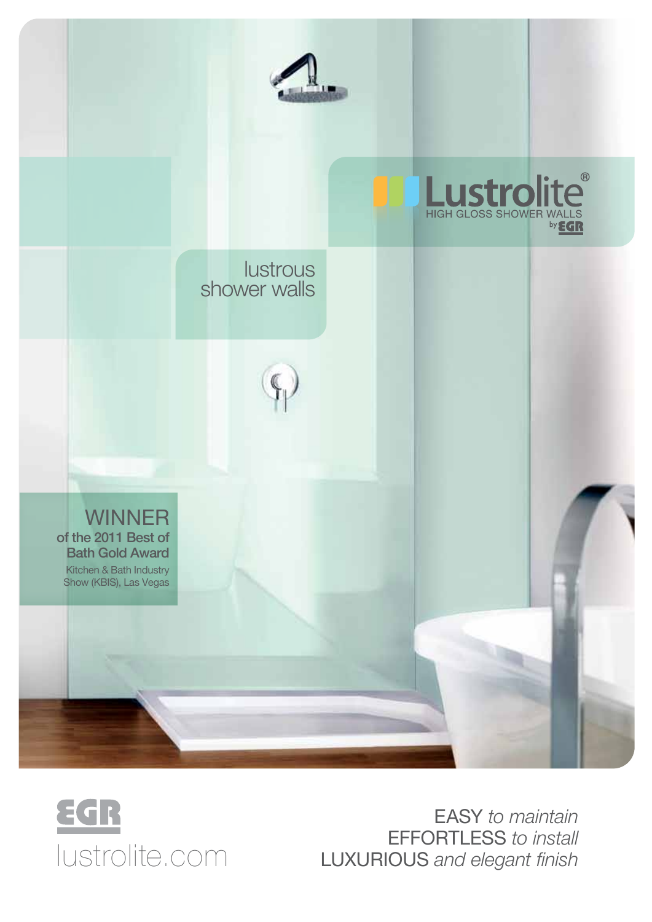# Lustrolite®

HIGH GLOSS SHOWER WALLS

by EGR

## lustrous shower walls

**WINNER**
of the 2011 Best of Bath Gold Award

Kitchen & Bath Industry Show (KBIS), Las Vegas

EGR

lustrolite.com

EASY *to maintain*

EFFORTLESS *to install*

LUXURIOUS *and elegant finish*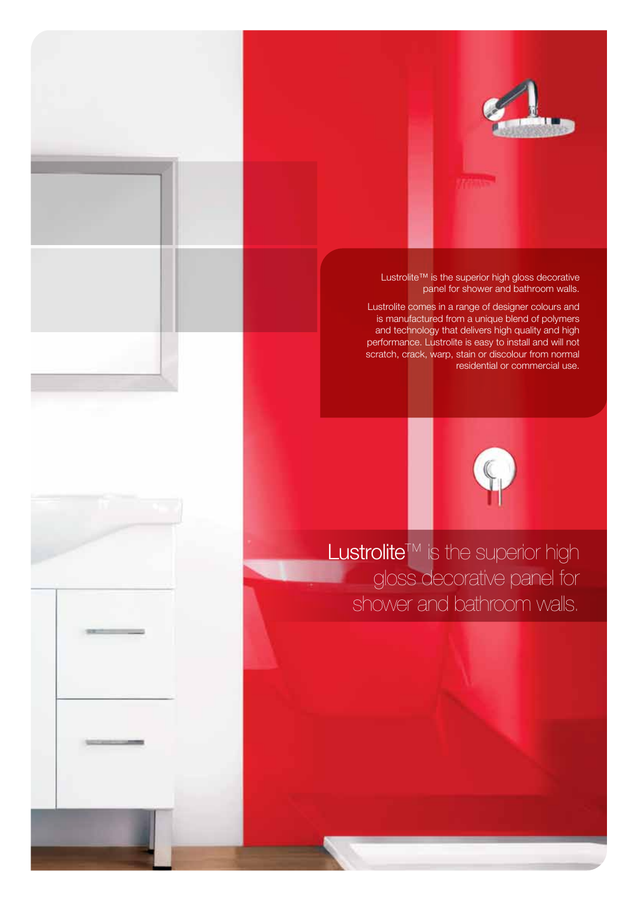Lustrolite™ is the superior high gloss decorative panel for shower and bathroom walls.

Lustrolite comes in a range of designer colours and is manufactured from a unique blend of polymers and technology that delivers high quality and high performance. Lustrolite is easy to install and will not scratch, crack, warp, stain or discolour from normal residential or commercial use.

## Lustrolite™ is the superior high gloss decorative panel for shower and bathroom walls.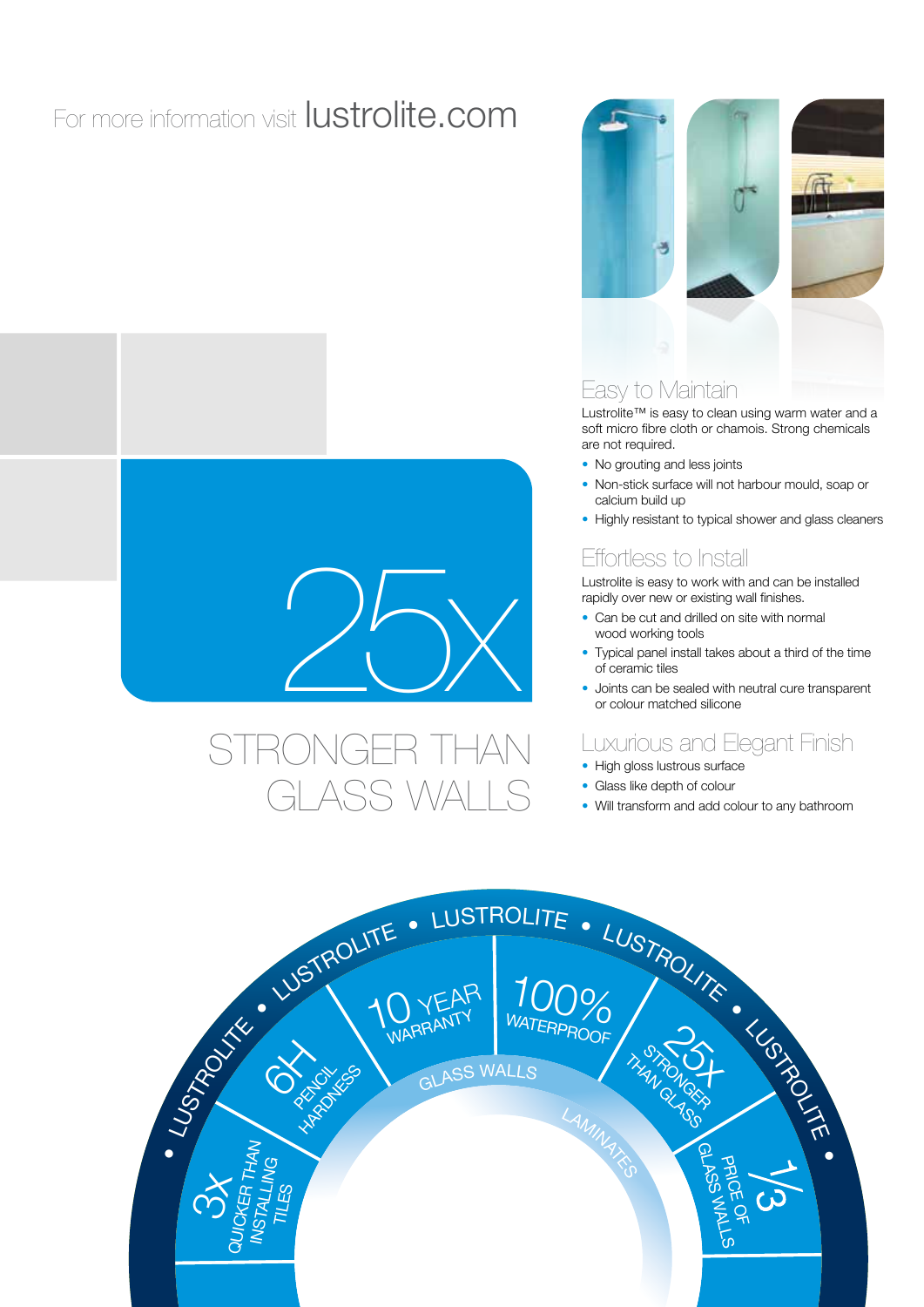For more information visit lustrolite.com

# 25x

## STRONGER THAN GLASS WALLS

## Easy to Maintain

Lustrolite™ is easy to clean using warm water and a soft micro fibre cloth or chamois. Strong chemicals are not required.

- No grouting and less joints
- Non-stick surface will not harbour mould, soap or calcium build up
- Highly resistant to typical shower and glass cleaners

## Effortless to Install

Lustrolite is easy to work with and can be installed rapidly over new or existing wall finishes.

- Can be cut and drilled on site with normal wood working tools
- Typical panel install takes about a third of the time of ceramic tiles
- Joints can be sealed with neutral cure transparent or colour matched silicone

## Luxurious and Elegant Finish

- High gloss lustrous surface
- Glass like depth of colour
- Will transform and add colour to any bathroom

LUSTROLITE • LUSTROLITE • LUSTROLITE • LUSTROLITE • LUSTROLITE •

3x QUICKER THAN INSTALLING TILES

6H PENCIL HARDNESS

10 YEAR WARRANTY

100% WATERPROOF

25x STRONGER THAN GLASS

1/3 PRICE OF GLASS WALLS

GLASS WALLS

LAMINATES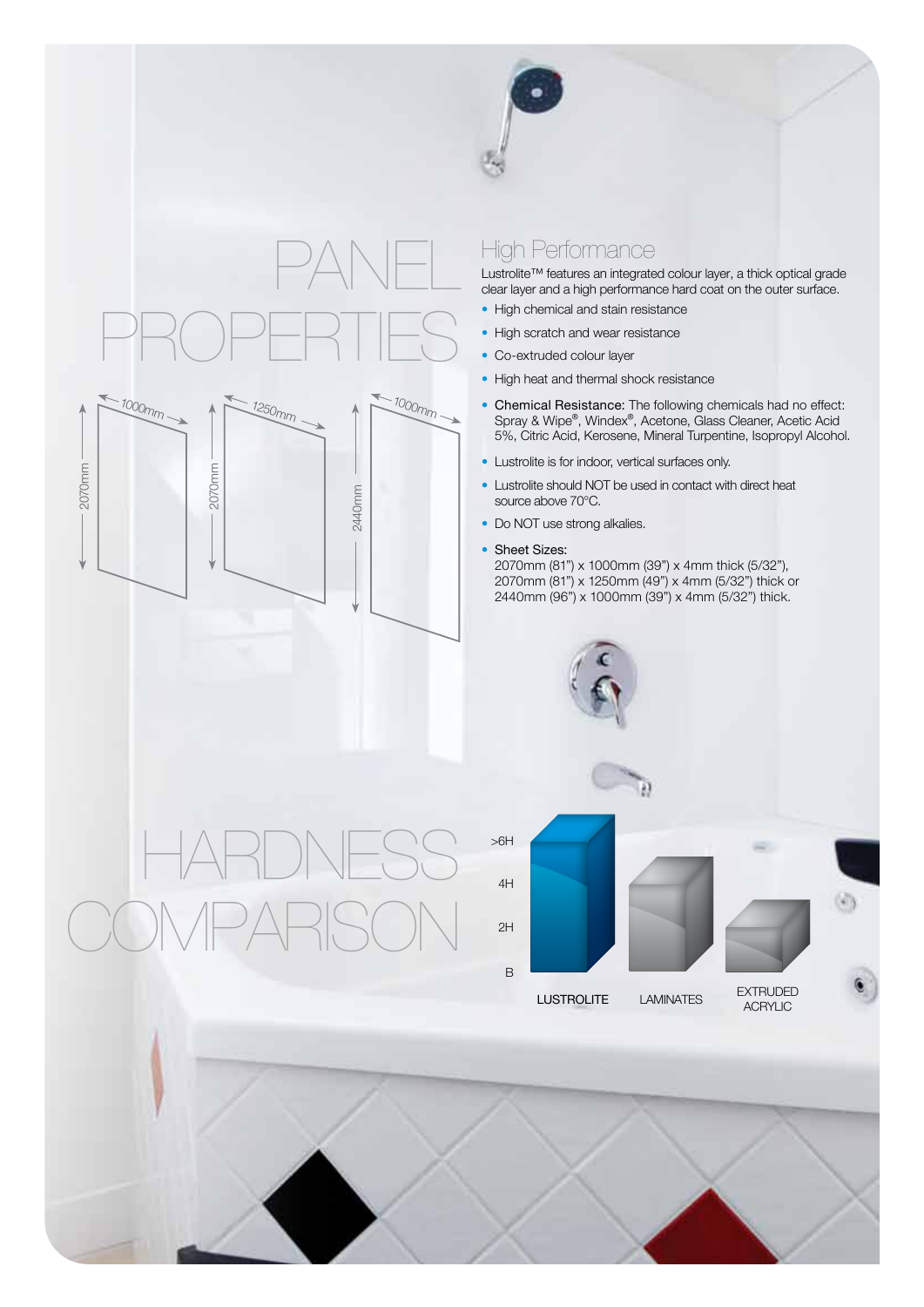# PANEL PROPERTIES

1000mm × 2070mm | 1250mm × 2070mm | 1000mm × 2440mm

## High Performance

Lustrolite™ features an integrated colour layer, a thick optical grade clear layer and a high performance hard coat on the outer surface.

- High chemical and stain resistance
- High scratch and wear resistance
- Co-extruded colour layer
- High heat and thermal shock resistance
- Chemical Resistance: The following chemicals had no effect: Spray & Wipe®, Windex®, Acetone, Glass Cleaner, Acetic Acid 5%, Citric Acid, Kerosene, Mineral Turpentine, Isopropyl Alcohol.
- Lustrolite is for indoor, vertical surfaces only.
- Lustrolite should NOT be used in contact with direct heat source above 70°C.
- Do NOT use strong alkalies.
- Sheet Sizes:
  2070mm (81") x 1000mm (39") x 4mm thick (5/32"),
  2070mm (81") x 1250mm (49") x 4mm (5/32") thick or
  2440mm (96") x 1000mm (39") x 4mm (5/32") thick.

# HARDNESS COMPARISON

| Material | Hardness |
|---|---|
| LUSTROLITE | >6H |
| LAMINATES | ~4H |
| EXTRUDED ACRYLIC | ~2H |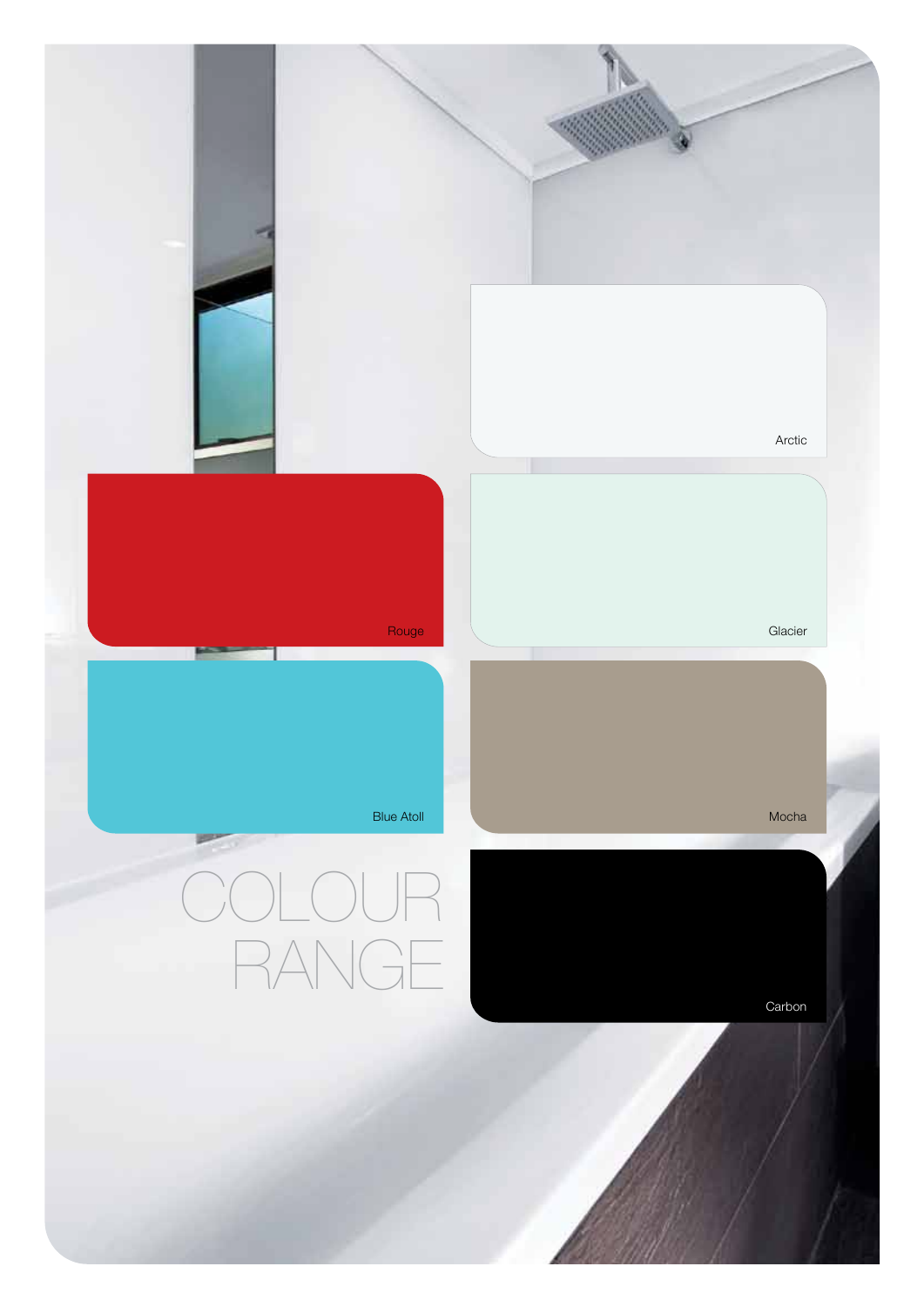# COLOUR RANGE

Arctic

Rouge

Glacier

Blue Atoll

Mocha

Carbon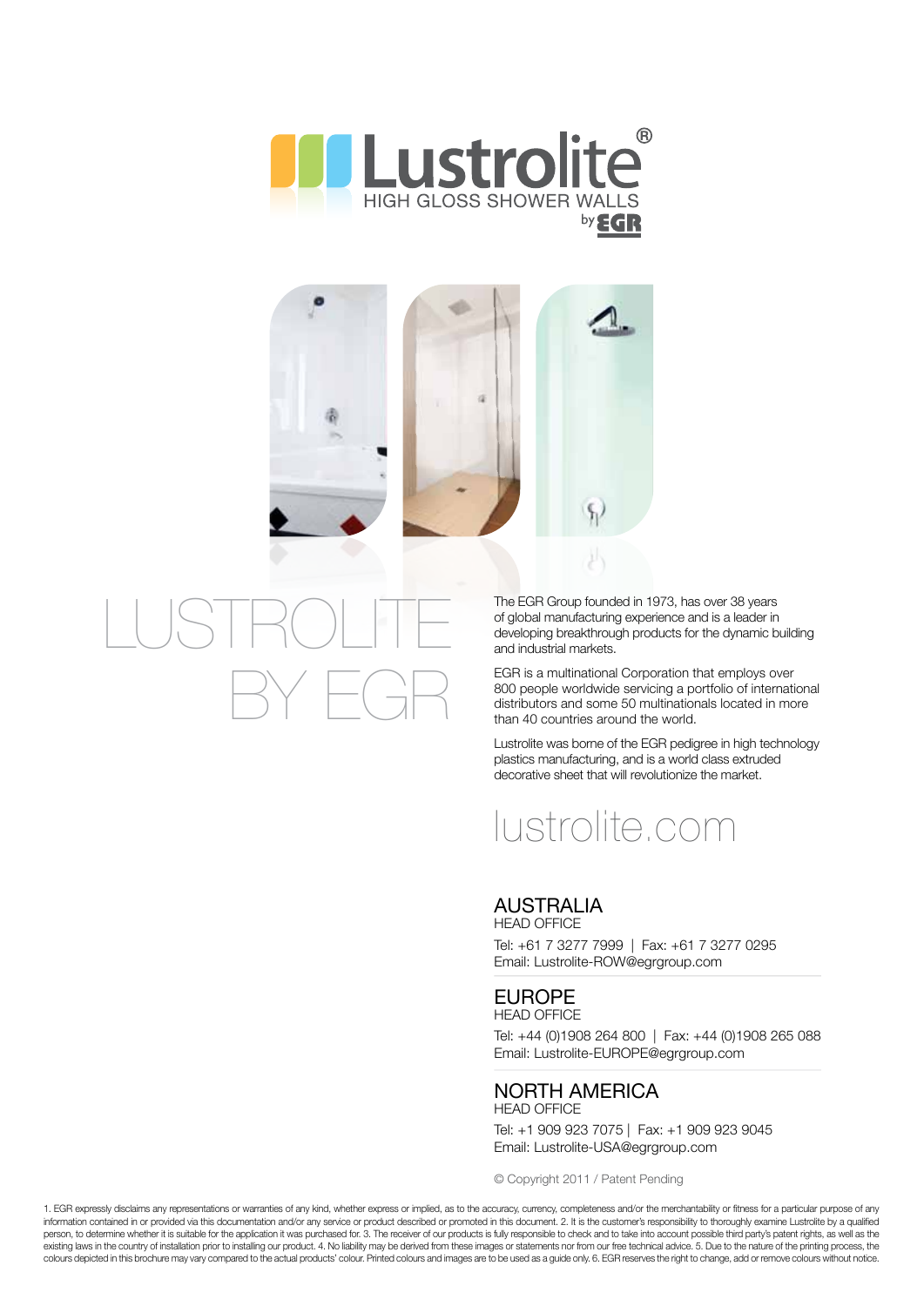# Lustrolite®

HIGH GLOSS SHOWER WALLS

by EGR

# LUSTROLITE BY EGR

The EGR Group founded in 1973, has over 38 years of global manufacturing experience and is a leader in developing breakthrough products for the dynamic building and industrial markets.

EGR is a multinational Corporation that employs over 800 people worldwide servicing a portfolio of international distributors and some 50 multinationals located in more than 40 countries around the world.

Lustrolite was borne of the EGR pedigree in high technology plastics manufacturing, and is a world class extruded decorative sheet that will revolutionize the market.

lustrolite.com

## AUSTRALIA

HEAD OFFICE

Tel: +61 7 3277 7999 | Fax: +61 7 3277 0295

Email: Lustrolite-ROW@egrgroup.com

## EUROPE

HEAD OFFICE

Tel: +44 (0)1908 264 800 | Fax: +44 (0)1908 265 088

Email: Lustrolite-EUROPE@egrgroup.com

## NORTH AMERICA

HEAD OFFICE

Tel: +1 909 923 7075 | Fax: +1 909 923 9045

Email: Lustrolite-USA@egrgroup.com

© Copyright 2011 / Patent Pending

1. EGR expressly disclaims any representations or warranties of any kind, whether express or implied, as to the accuracy, currency, completeness and/or the merchantability or fitness for a particular purpose of any information contained in or provided via this documentation and/or any service or product described or promoted in this document. 2. It is the customer's responsibility to thoroughly examine Lustrolite by a qualified person, to determine whether it is suitable for the application it was purchased for. 3. The receiver of our products is fully responsible to check and to take into account possible third party's patent rights, as well as the existing laws in the country of installation prior to installing our product. 4. No liability may be derived from these images or statements nor from our free technical advice. 5. Due to the nature of the printing process, the colours depicted in this brochure may vary compared to the actual products' colour. Printed colours and images are to be used as a guide only. 6. EGR reserves the right to change, add or remove colours without notice.